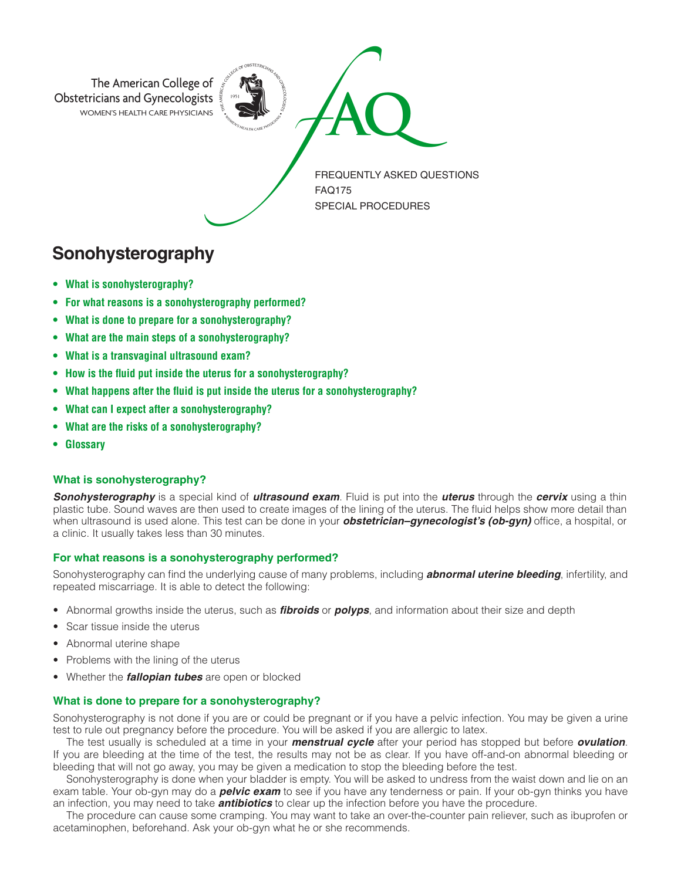The American College of Obstetricians and Gynecologists
WOMEN'S HEALTH CARE PHYSICIANS

FAQ

FREQUENTLY ASKED QUESTIONS
FAQ175
SPECIAL PROCEDURES

# Sonohysterography

- **What is sonohysterography?**
- **For what reasons is a sonohysterography performed?**
- **What is done to prepare for a sonohysterography?**
- **What are the main steps of a sonohysterography?**
- **What is a transvaginal ultrasound exam?**
- **How is the fluid put inside the uterus for a sonohysterography?**
- **What happens after the fluid is put inside the uterus for a sonohysterography?**
- **What can I expect after a sonohysterography?**
- **What are the risks of a sonohysterography?**
- **Glossary**

### What is sonohysterography?

***Sonohysterography*** is a special kind of ***ultrasound exam***. Fluid is put into the ***uterus*** through the ***cervix*** using a thin plastic tube. Sound waves are then used to create images of the lining of the uterus. The fluid helps show more detail than when ultrasound is used alone. This test can be done in your ***obstetrician–gynecologist's (ob-gyn)*** office, a hospital, or a clinic. It usually takes less than 30 minutes.

### For what reasons is a sonohysterography performed?

Sonohysterography can find the underlying cause of many problems, including ***abnormal uterine bleeding***, infertility, and repeated miscarriage. It is able to detect the following:

- Abnormal growths inside the uterus, such as ***fibroids*** or ***polyps***, and information about their size and depth
- Scar tissue inside the uterus
- Abnormal uterine shape
- Problems with the lining of the uterus
- Whether the ***fallopian tubes*** are open or blocked

### What is done to prepare for a sonohysterography?

Sonohysterography is not done if you are or could be pregnant or if you have a pelvic infection. You may be given a urine test to rule out pregnancy before the procedure. You will be asked if you are allergic to latex.

The test usually is scheduled at a time in your ***menstrual cycle*** after your period has stopped but before ***ovulation***. If you are bleeding at the time of the test, the results may not be as clear. If you have off-and-on abnormal bleeding or bleeding that will not go away, you may be given a medication to stop the bleeding before the test.

Sonohysterography is done when your bladder is empty. You will be asked to undress from the waist down and lie on an exam table. Your ob-gyn may do a ***pelvic exam*** to see if you have any tenderness or pain. If your ob-gyn thinks you have an infection, you may need to take ***antibiotics*** to clear up the infection before you have the procedure.

The procedure can cause some cramping. You may want to take an over-the-counter pain reliever, such as ibuprofen or acetaminophen, beforehand. Ask your ob-gyn what he or she recommends.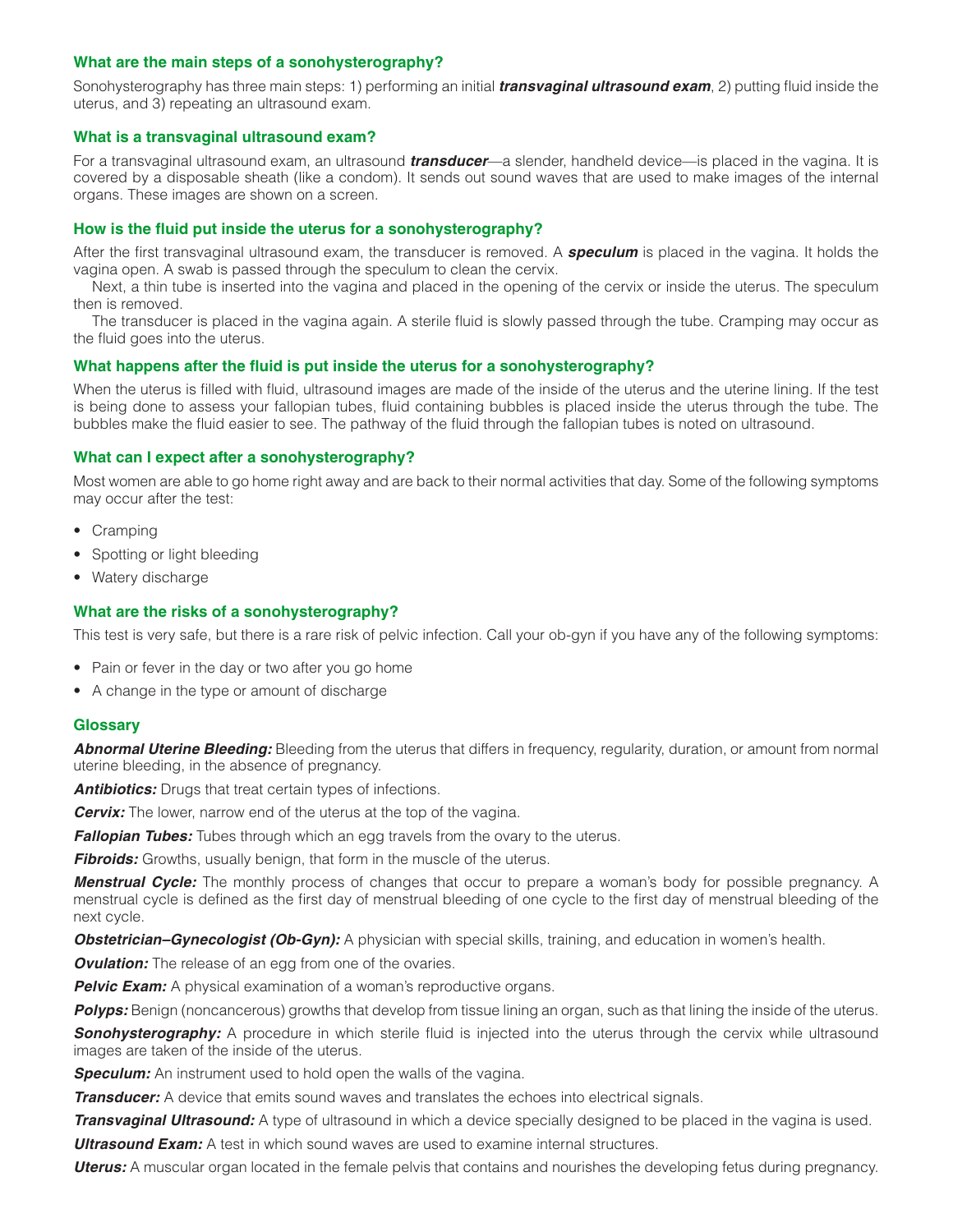### What are the main steps of a sonohysterography?

Sonohysterography has three main steps: 1) performing an initial ***transvaginal ultrasound exam***, 2) putting fluid inside the uterus, and 3) repeating an ultrasound exam.

### What is a transvaginal ultrasound exam?

For a transvaginal ultrasound exam, an ultrasound ***transducer***—a slender, handheld device—is placed in the vagina. It is covered by a disposable sheath (like a condom). It sends out sound waves that are used to make images of the internal organs. These images are shown on a screen.

### How is the fluid put inside the uterus for a sonohysterography?

After the first transvaginal ultrasound exam, the transducer is removed. A ***speculum*** is placed in the vagina. It holds the vagina open. A swab is passed through the speculum to clean the cervix.

Next, a thin tube is inserted into the vagina and placed in the opening of the cervix or inside the uterus. The speculum then is removed.

The transducer is placed in the vagina again. A sterile fluid is slowly passed through the tube. Cramping may occur as the fluid goes into the uterus.

### What happens after the fluid is put inside the uterus for a sonohysterography?

When the uterus is filled with fluid, ultrasound images are made of the inside of the uterus and the uterine lining. If the test is being done to assess your fallopian tubes, fluid containing bubbles is placed inside the uterus through the tube. The bubbles make the fluid easier to see. The pathway of the fluid through the fallopian tubes is noted on ultrasound.

### What can I expect after a sonohysterography?

Most women are able to go home right away and are back to their normal activities that day. Some of the following symptoms may occur after the test:

- Cramping
- Spotting or light bleeding
- Watery discharge

### What are the risks of a sonohysterography?

This test is very safe, but there is a rare risk of pelvic infection. Call your ob-gyn if you have any of the following symptoms:

- Pain or fever in the day or two after you go home
- A change in the type or amount of discharge

### Glossary

***Abnormal Uterine Bleeding:*** Bleeding from the uterus that differs in frequency, regularity, duration, or amount from normal uterine bleeding, in the absence of pregnancy.

***Antibiotics:*** Drugs that treat certain types of infections.

***Cervix:*** The lower, narrow end of the uterus at the top of the vagina.

***Fallopian Tubes:*** Tubes through which an egg travels from the ovary to the uterus.

***Fibroids:*** Growths, usually benign, that form in the muscle of the uterus.

***Menstrual Cycle:*** The monthly process of changes that occur to prepare a woman's body for possible pregnancy. A menstrual cycle is defined as the first day of menstrual bleeding of one cycle to the first day of menstrual bleeding of the next cycle.

***Obstetrician–Gynecologist (Ob-Gyn):*** A physician with special skills, training, and education in women's health.

***Ovulation:*** The release of an egg from one of the ovaries.

***Pelvic Exam:*** A physical examination of a woman's reproductive organs.

***Polyps:*** Benign (noncancerous) growths that develop from tissue lining an organ, such as that lining the inside of the uterus.

***Sonohysterography:*** A procedure in which sterile fluid is injected into the uterus through the cervix while ultrasound images are taken of the inside of the uterus.

***Speculum:*** An instrument used to hold open the walls of the vagina.

***Transducer:*** A device that emits sound waves and translates the echoes into electrical signals.

***Transvaginal Ultrasound:*** A type of ultrasound in which a device specially designed to be placed in the vagina is used.

***Ultrasound Exam:*** A test in which sound waves are used to examine internal structures.

***Uterus:*** A muscular organ located in the female pelvis that contains and nourishes the developing fetus during pregnancy.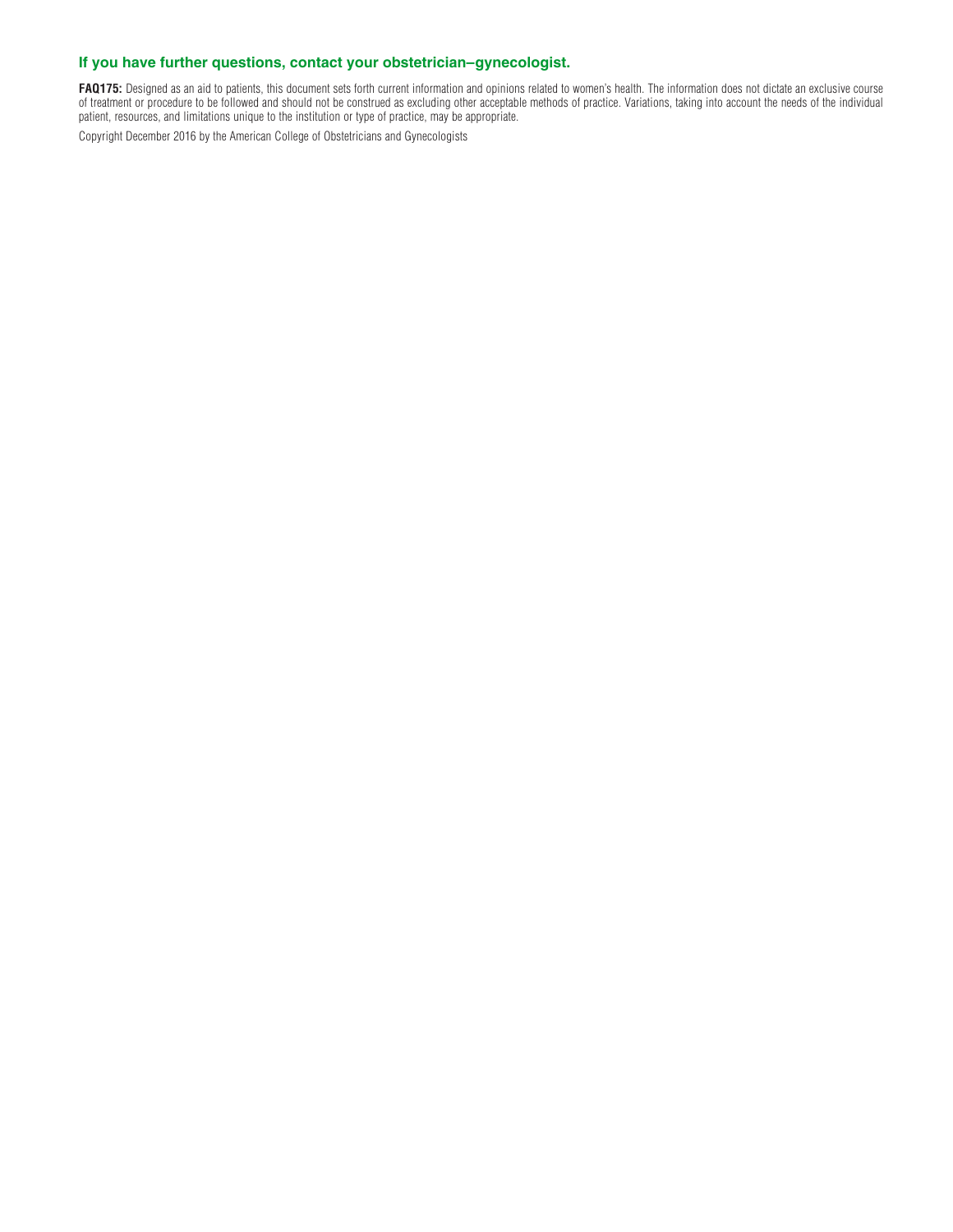**If you have further questions, contact your obstetrician–gynecologist.**

**FAQ175:** Designed as an aid to patients, this document sets forth current information and opinions related to women's health. The information does not dictate an exclusive course of treatment or procedure to be followed and should not be construed as excluding other acceptable methods of practice. Variations, taking into account the needs of the individual patient, resources, and limitations unique to the institution or type of practice, may be appropriate.

Copyright December 2016 by the American College of Obstetricians and Gynecologists